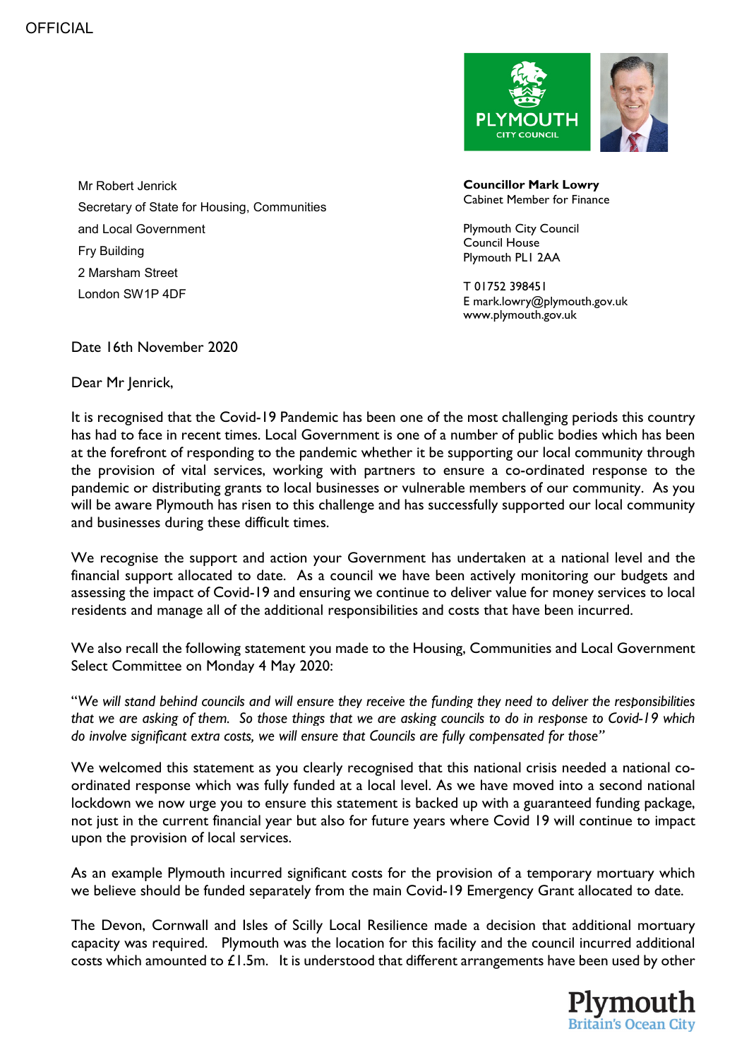OFFICIAL

Mr Robert Jenrick
Secretary of State for Housing, Communities and Local Government
Fry Building
2 Marsham Street
London SW1P 4DF

**Councillor Mark Lowry**
Cabinet Member for Finance

Plymouth City Council
Council House
Plymouth PL1 2AA

T 01752 398451
E mark.lowry@plymouth.gov.uk
www.plymouth.gov.uk

Date 16th November 2020

Dear Mr Jenrick,

It is recognised that the Covid-19 Pandemic has been one of the most challenging periods this country has had to face in recent times. Local Government is one of a number of public bodies which has been at the forefront of responding to the pandemic whether it be supporting our local community through the provision of vital services, working with partners to ensure a co-ordinated response to the pandemic or distributing grants to local businesses or vulnerable members of our community. As you will be aware Plymouth has risen to this challenge and has successfully supported our local community and businesses during these difficult times.

We recognise the support and action your Government has undertaken at a national level and the financial support allocated to date. As a council we have been actively monitoring our budgets and assessing the impact of Covid-19 and ensuring we continue to deliver value for money services to local residents and manage all of the additional responsibilities and costs that have been incurred.

We also recall the following statement you made to the Housing, Communities and Local Government Select Committee on Monday 4 May 2020:

"*We will stand behind councils and will ensure they receive the funding they need to deliver the responsibilities that we are asking of them. So those things that we are asking councils to do in response to Covid-19 which do involve significant extra costs, we will ensure that Councils are fully compensated for those"*

We welcomed this statement as you clearly recognised that this national crisis needed a national co-ordinated response which was fully funded at a local level. As we have moved into a second national lockdown we now urge you to ensure this statement is backed up with a guaranteed funding package, not just in the current financial year but also for future years where Covid 19 will continue to impact upon the provision of local services.

As an example Plymouth incurred significant costs for the provision of a temporary mortuary which we believe should be funded separately from the main Covid-19 Emergency Grant allocated to date.

The Devon, Cornwall and Isles of Scilly Local Resilience made a decision that additional mortuary capacity was required. Plymouth was the location for this facility and the council incurred additional costs which amounted to £1.5m. It is understood that different arrangements have been used by other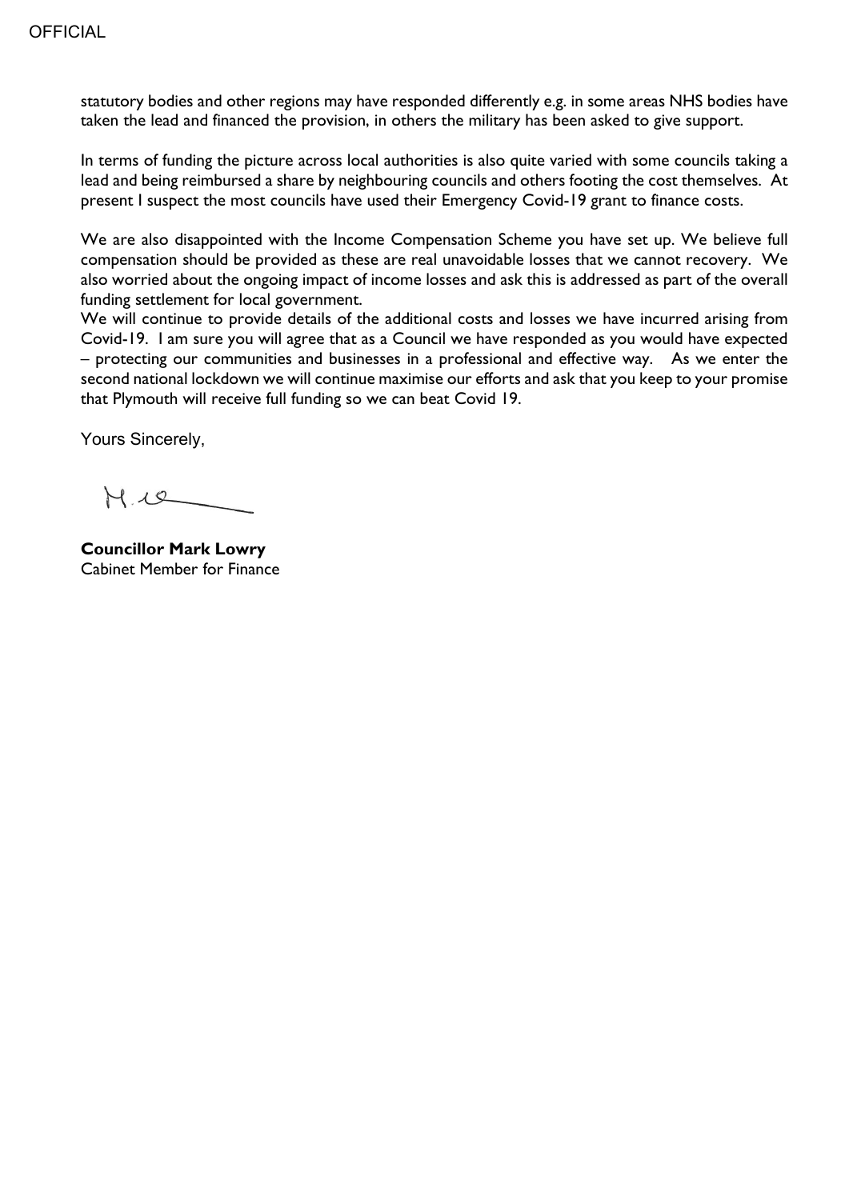statutory bodies and other regions may have responded differently e.g. in some areas NHS bodies have taken the lead and financed the provision, in others the military has been asked to give support.

In terms of funding the picture across local authorities is also quite varied with some councils taking a lead and being reimbursed a share by neighbouring councils and others footing the cost themselves. At present I suspect the most councils have used their Emergency Covid-19 grant to finance costs.

We are also disappointed with the Income Compensation Scheme you have set up. We believe full compensation should be provided as these are real unavoidable losses that we cannot recovery. We also worried about the ongoing impact of income losses and ask this is addressed as part of the overall funding settlement for local government.

We will continue to provide details of the additional costs and losses we have incurred arising from Covid-19. I am sure you will agree that as a Council we have responded as you would have expected – protecting our communities and businesses in a professional and effective way. As we enter the second national lockdown we will continue maximise our efforts and ask that you keep to your promise that Plymouth will receive full funding so we can beat Covid 19.

Yours Sincerely,

**Councillor Mark Lowry**
Cabinet Member for Finance